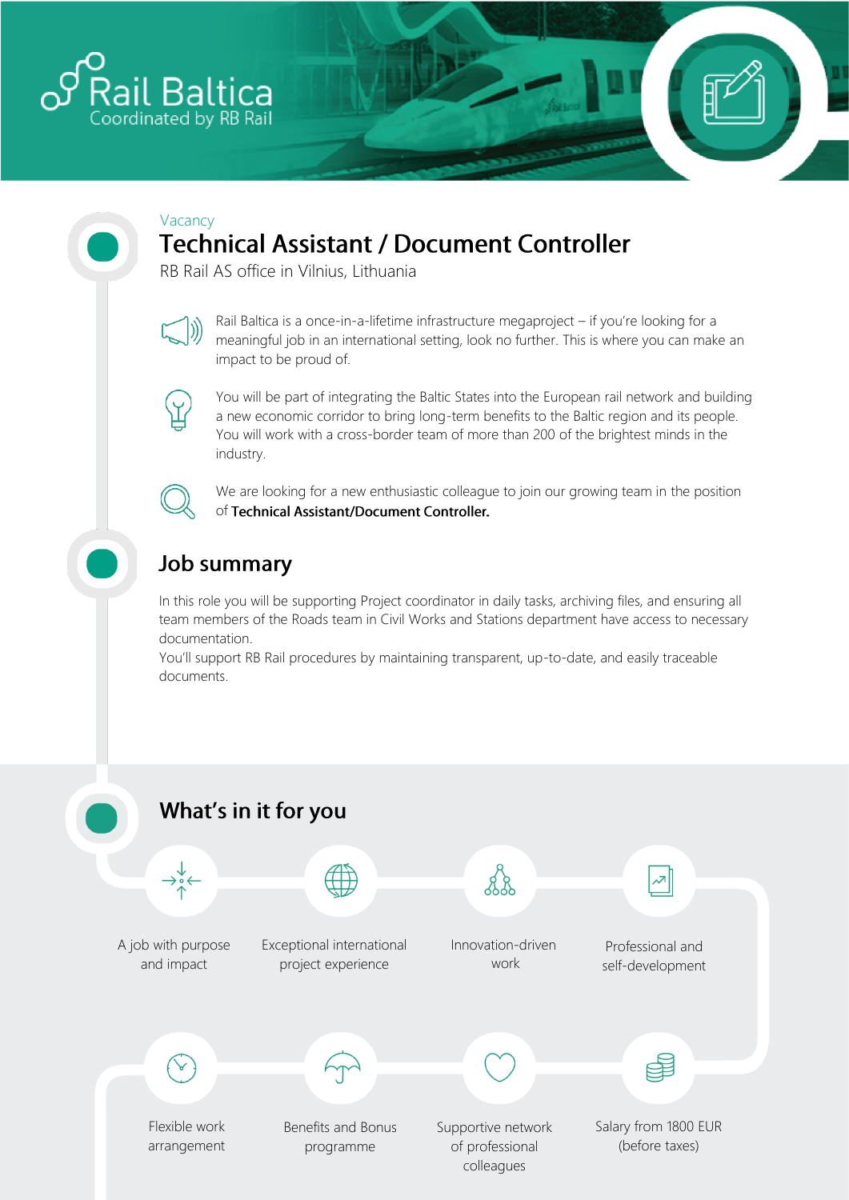Rail Baltica
Coordinated by RB Rail

Vacancy

# Technical Assistant / Document Controller

RB Rail AS office in Vilnius, Lithuania

Rail Baltica is a once-in-a-lifetime infrastructure megaproject – if you're looking for a meaningful job in an international setting, look no further. This is where you can make an impact to be proud of.

You will be part of integrating the Baltic States into the European rail network and building a new economic corridor to bring long-term benefits to the Baltic region and its people. You will work with a cross-border team of more than 200 of the brightest minds in the industry.

We are looking for a new enthusiastic colleague to join our growing team in the position of **Technical Assistant/Document Controller.**

## Job summary

In this role you will be supporting Project coordinator in daily tasks, archiving files, and ensuring all team members of the Roads team in Civil Works and Stations department have access to necessary documentation.
You'll support RB Rail procedures by maintaining transparent, up-to-date, and easily traceable documents.

## What's in it for you

- A job with purpose and impact
- Exceptional international project experience
- Innovation-driven work
- Professional and self-development
- Flexible work arrangement
- Benefits and Bonus programme
- Supportive network of professional colleagues
- Salary from 1800 EUR (before taxes)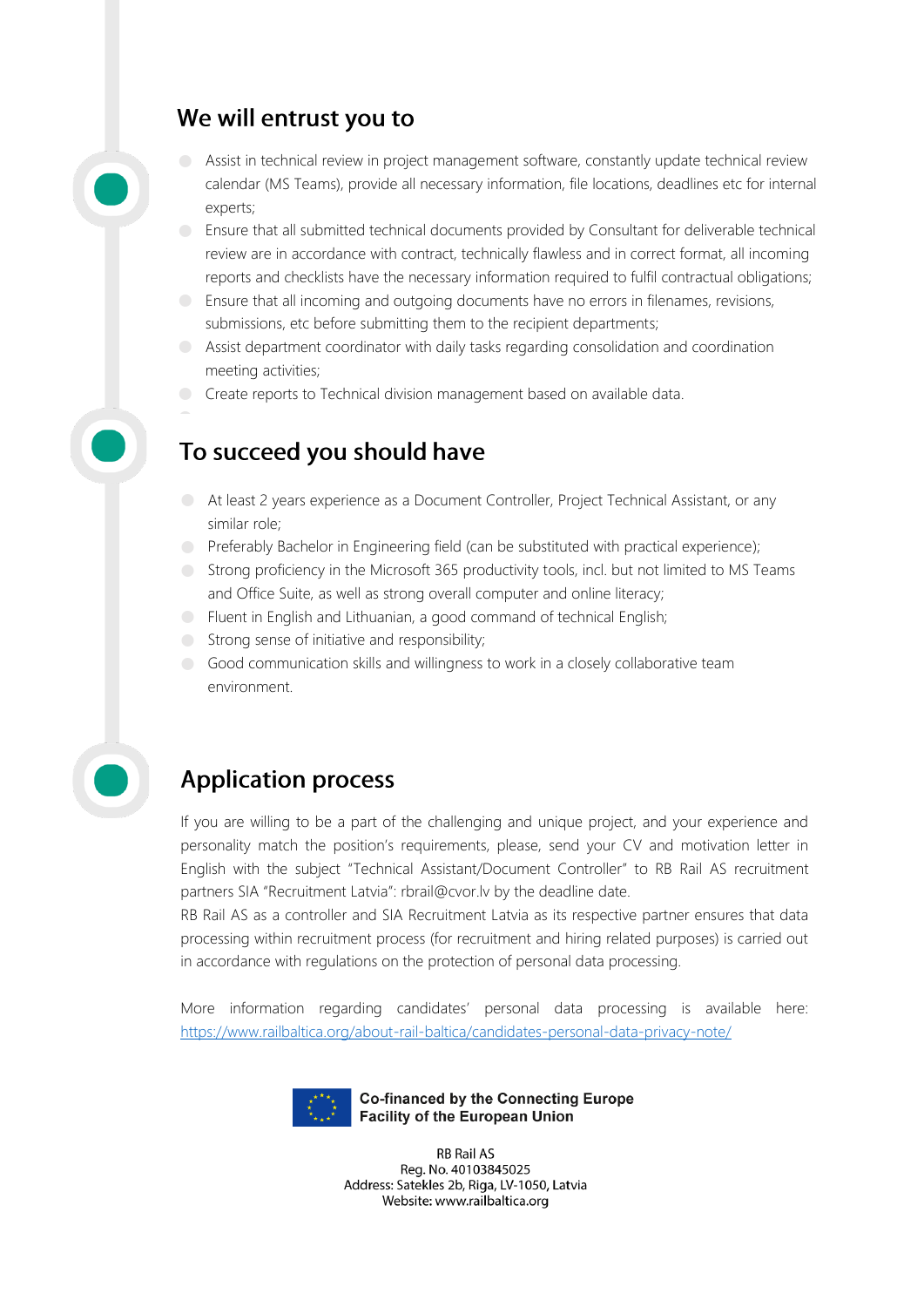## We will entrust you to

- Assist in technical review in project management software, constantly update technical review calendar (MS Teams), provide all necessary information, file locations, deadlines etc for internal experts;
- Ensure that all submitted technical documents provided by Consultant for deliverable technical review are in accordance with contract, technically flawless and in correct format, all incoming reports and checklists have the necessary information required to fulfil contractual obligations;
- Ensure that all incoming and outgoing documents have no errors in filenames, revisions, submissions, etc before submitting them to the recipient departments;
- Assist department coordinator with daily tasks regarding consolidation and coordination meeting activities;
- Create reports to Technical division management based on available data.

## To succeed you should have

- At least 2 years experience as a Document Controller, Project Technical Assistant, or any similar role;
- Preferably Bachelor in Engineering field (can be substituted with practical experience);
- Strong proficiency in the Microsoft 365 productivity tools, incl. but not limited to MS Teams and Office Suite, as well as strong overall computer and online literacy;
- Fluent in English and Lithuanian, a good command of technical English;
- Strong sense of initiative and responsibility;
- Good communication skills and willingness to work in a closely collaborative team environment.

## Application process

If you are willing to be a part of the challenging and unique project, and your experience and personality match the position's requirements, please, send your CV and motivation letter in English with the subject "Technical Assistant/Document Controller" to RB Rail AS recruitment partners SIA "Recruitment Latvia": rbrail@cvor.lv by the deadline date.

RB Rail AS as a controller and SIA Recruitment Latvia as its respective partner ensures that data processing within recruitment process (for recruitment and hiring related purposes) is carried out in accordance with regulations on the protection of personal data processing.

More information regarding candidates' personal data processing is available here: https://www.railbaltica.org/about-rail-baltica/candidates-personal-data-privacy-note/

**Co-financed by the Connecting Europe Facility of the European Union**

RB Rail AS
Reg. No. 40103845025
Address: Satekles 2b, Riga, LV-1050, Latvia
Website: www.railbaltica.org